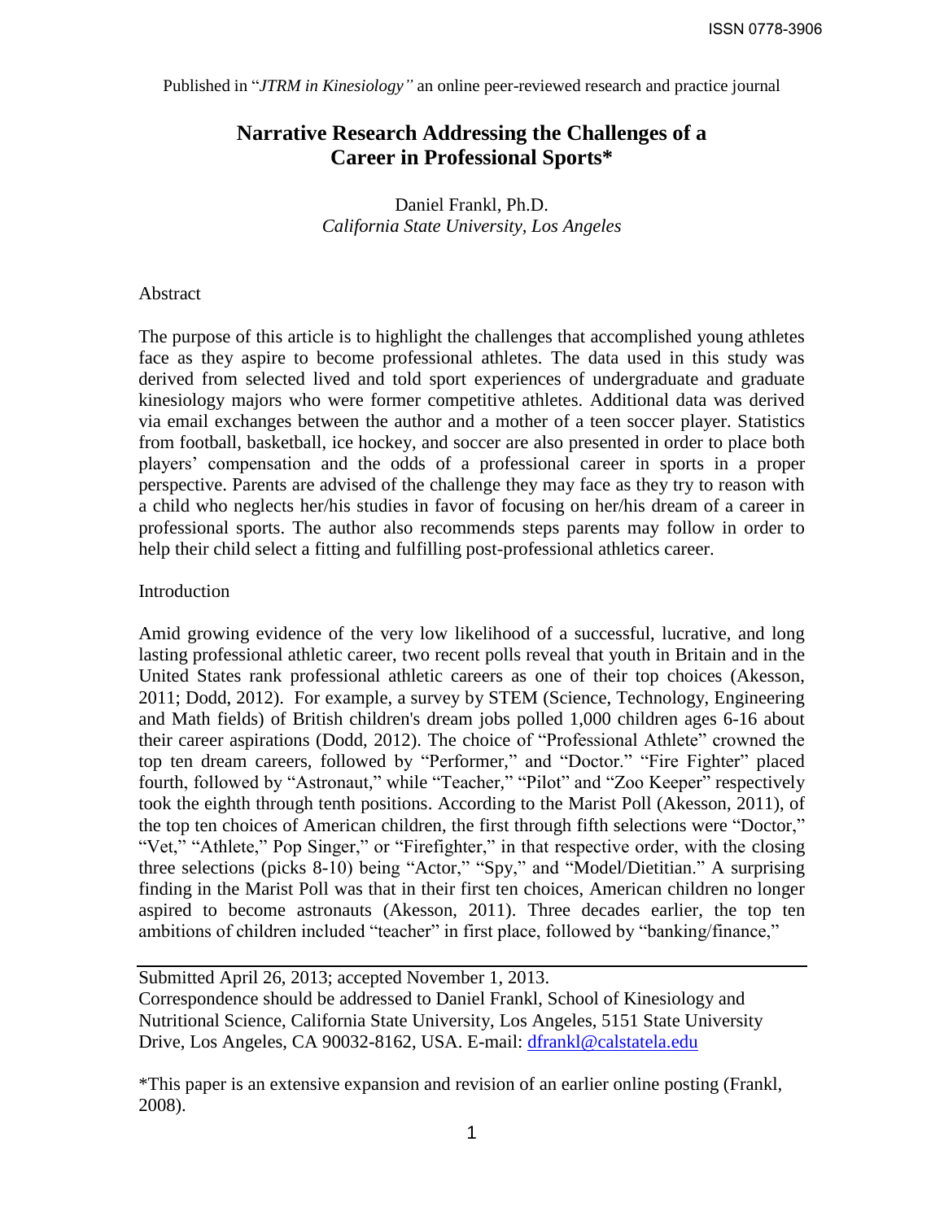Published in "*JTRM in Kinesiology"* an online peer-reviewed research and practice journal

# Narrative Research Addressing the Challenges of a Career in Professional Sports*

Daniel Frankl, Ph.D.
*California State University, Los Angeles*

## Abstract

The purpose of this article is to highlight the challenges that accomplished young athletes face as they aspire to become professional athletes. The data used in this study was derived from selected lived and told sport experiences of undergraduate and graduate kinesiology majors who were former competitive athletes. Additional data was derived via email exchanges between the author and a mother of a teen soccer player. Statistics from football, basketball, ice hockey, and soccer are also presented in order to place both players' compensation and the odds of a professional career in sports in a proper perspective. Parents are advised of the challenge they may face as they try to reason with a child who neglects her/his studies in favor of focusing on her/his dream of a career in professional sports. The author also recommends steps parents may follow in order to help their child select a fitting and fulfilling post-professional athletics career.

## Introduction

Amid growing evidence of the very low likelihood of a successful, lucrative, and long lasting professional athletic career, two recent polls reveal that youth in Britain and in the United States rank professional athletic careers as one of their top choices (Akesson, 2011; Dodd, 2012). For example, a survey by STEM (Science, Technology, Engineering and Math fields) of British children's dream jobs polled 1,000 children ages 6-16 about their career aspirations (Dodd, 2012). The choice of "Professional Athlete" crowned the top ten dream careers, followed by "Performer," and "Doctor." "Fire Fighter" placed fourth, followed by "Astronaut," while "Teacher," "Pilot" and "Zoo Keeper" respectively took the eighth through tenth positions. According to the Marist Poll (Akesson, 2011), of the top ten choices of American children, the first through fifth selections were "Doctor," "Vet," "Athlete," Pop Singer," or "Firefighter," in that respective order, with the closing three selections (picks 8-10) being "Actor," "Spy," and "Model/Dietitian." A surprising finding in the Marist Poll was that in their first ten choices, American children no longer aspired to become astronauts (Akesson, 2011). Three decades earlier, the top ten ambitions of children included "teacher" in first place, followed by "banking/finance,"

---

Submitted April 26, 2013; accepted November 1, 2013.
Correspondence should be addressed to Daniel Frankl, School of Kinesiology and Nutritional Science, California State University, Los Angeles, 5151 State University Drive, Los Angeles, CA 90032-8162, USA. E-mail: dfrankl@calstatela.edu

*This paper is an extensive expansion and revision of an earlier online posting (Frankl, 2008).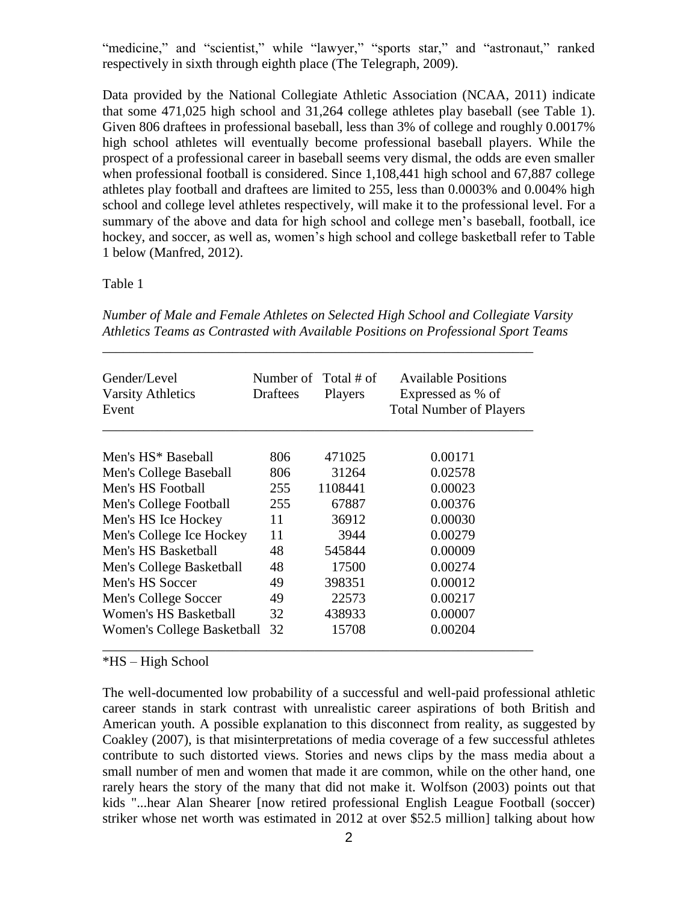"medicine," and "scientist," while "lawyer," "sports star," and "astronaut," ranked respectively in sixth through eighth place (The Telegraph, 2009).

Data provided by the National Collegiate Athletic Association (NCAA, 2011) indicate that some 471,025 high school and 31,264 college athletes play baseball (see Table 1). Given 806 draftees in professional baseball, less than 3% of college and roughly 0.0017% high school athletes will eventually become professional baseball players. While the prospect of a professional career in baseball seems very dismal, the odds are even smaller when professional football is considered. Since 1,108,441 high school and 67,887 college athletes play football and draftees are limited to 255, less than 0.0003% and 0.004% high school and college level athletes respectively, will make it to the professional level. For a summary of the above and data for high school and college men's baseball, football, ice hockey, and soccer, as well as, women's high school and college basketball refer to Table 1 below (Manfred, 2012).

Table 1

*Number of Male and Female Athletes on Selected High School and Collegiate Varsity Athletics Teams as Contrasted with Available Positions on Professional Sport Teams*

| Gender/Level Varsity Athletics Event | Number of Draftees | Total # of Players | Available Positions Expressed as % of Total Number of Players |
|---|---|---|---|
| Men's HS* Baseball | 806 | 471025 | 0.00171 |
| Men's College Baseball | 806 | 31264 | 0.02578 |
| Men's HS Football | 255 | 1108441 | 0.00023 |
| Men's College Football | 255 | 67887 | 0.00376 |
| Men's HS Ice Hockey | 11 | 36912 | 0.00030 |
| Men's College Ice Hockey | 11 | 3944 | 0.00279 |
| Men's HS Basketball | 48 | 545844 | 0.00009 |
| Men's College Basketball | 48 | 17500 | 0.00274 |
| Men's HS Soccer | 49 | 398351 | 0.00012 |
| Men's College Soccer | 49 | 22573 | 0.00217 |
| Women's HS Basketball | 32 | 438933 | 0.00007 |
| Women's College Basketball | 32 | 15708 | 0.00204 |

*HS – High School

The well-documented low probability of a successful and well-paid professional athletic career stands in stark contrast with unrealistic career aspirations of both British and American youth. A possible explanation to this disconnect from reality, as suggested by Coakley (2007), is that misinterpretations of media coverage of a few successful athletes contribute to such distorted views. Stories and news clips by the mass media about a small number of men and women that made it are common, while on the other hand, one rarely hears the story of the many that did not make it. Wolfson (2003) points out that kids "...hear Alan Shearer [now retired professional English League Football (soccer) striker whose net worth was estimated in 2012 at over $52.5 million] talking about how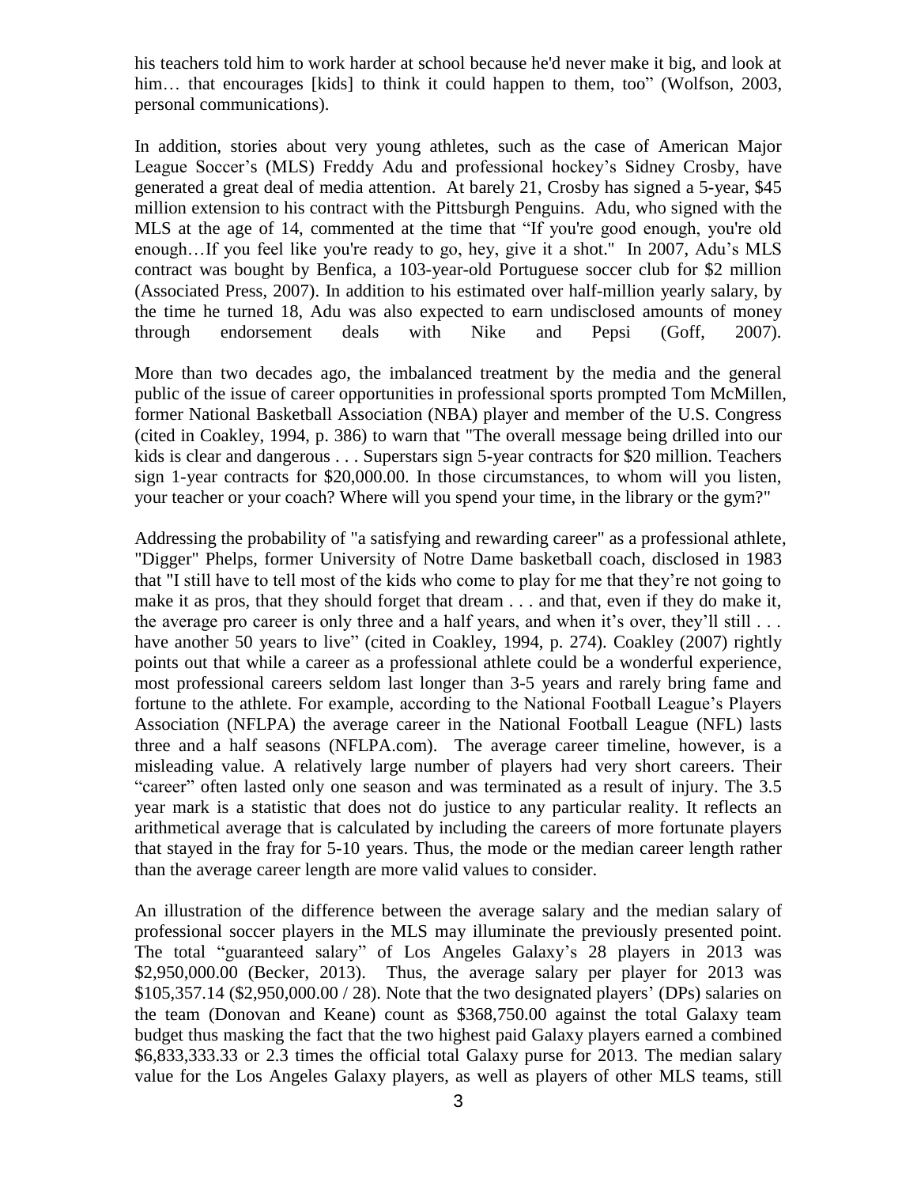his teachers told him to work harder at school because he'd never make it big, and look at him… that encourages [kids] to think it could happen to them, too" (Wolfson, 2003, personal communications).

In addition, stories about very young athletes, such as the case of American Major League Soccer's (MLS) Freddy Adu and professional hockey's Sidney Crosby, have generated a great deal of media attention. At barely 21, Crosby has signed a 5-year, $45 million extension to his contract with the Pittsburgh Penguins. Adu, who signed with the MLS at the age of 14, commented at the time that "If you're good enough, you're old enough…If you feel like you're ready to go, hey, give it a shot." In 2007, Adu's MLS contract was bought by Benfica, a 103-year-old Portuguese soccer club for $2 million (Associated Press, 2007). In addition to his estimated over half-million yearly salary, by the time he turned 18, Adu was also expected to earn undisclosed amounts of money through endorsement deals with Nike and Pepsi (Goff, 2007).

More than two decades ago, the imbalanced treatment by the media and the general public of the issue of career opportunities in professional sports prompted Tom McMillen, former National Basketball Association (NBA) player and member of the U.S. Congress (cited in Coakley, 1994, p. 386) to warn that "The overall message being drilled into our kids is clear and dangerous . . . Superstars sign 5-year contracts for $20 million. Teachers sign 1-year contracts for $20,000.00. In those circumstances, to whom will you listen, your teacher or your coach? Where will you spend your time, in the library or the gym?"

Addressing the probability of "a satisfying and rewarding career" as a professional athlete, "Digger" Phelps, former University of Notre Dame basketball coach, disclosed in 1983 that "I still have to tell most of the kids who come to play for me that they're not going to make it as pros, that they should forget that dream . . . and that, even if they do make it, the average pro career is only three and a half years, and when it's over, they'll still . . . have another 50 years to live" (cited in Coakley, 1994, p. 274). Coakley (2007) rightly points out that while a career as a professional athlete could be a wonderful experience, most professional careers seldom last longer than 3-5 years and rarely bring fame and fortune to the athlete. For example, according to the National Football League's Players Association (NFLPA) the average career in the National Football League (NFL) lasts three and a half seasons (NFLPA.com). The average career timeline, however, is a misleading value. A relatively large number of players had very short careers. Their "career" often lasted only one season and was terminated as a result of injury. The 3.5 year mark is a statistic that does not do justice to any particular reality. It reflects an arithmetical average that is calculated by including the careers of more fortunate players that stayed in the fray for 5-10 years. Thus, the mode or the median career length rather than the average career length are more valid values to consider.

An illustration of the difference between the average salary and the median salary of professional soccer players in the MLS may illuminate the previously presented point. The total "guaranteed salary" of Los Angeles Galaxy's 28 players in 2013 was $2,950,000.00 (Becker, 2013). Thus, the average salary per player for 2013 was $105,357.14 ($2,950,000.00 / 28). Note that the two designated players' (DPs) salaries on the team (Donovan and Keane) count as $368,750.00 against the total Galaxy team budget thus masking the fact that the two highest paid Galaxy players earned a combined $6,833,333.33 or 2.3 times the official total Galaxy purse for 2013. The median salary value for the Los Angeles Galaxy players, as well as players of other MLS teams, still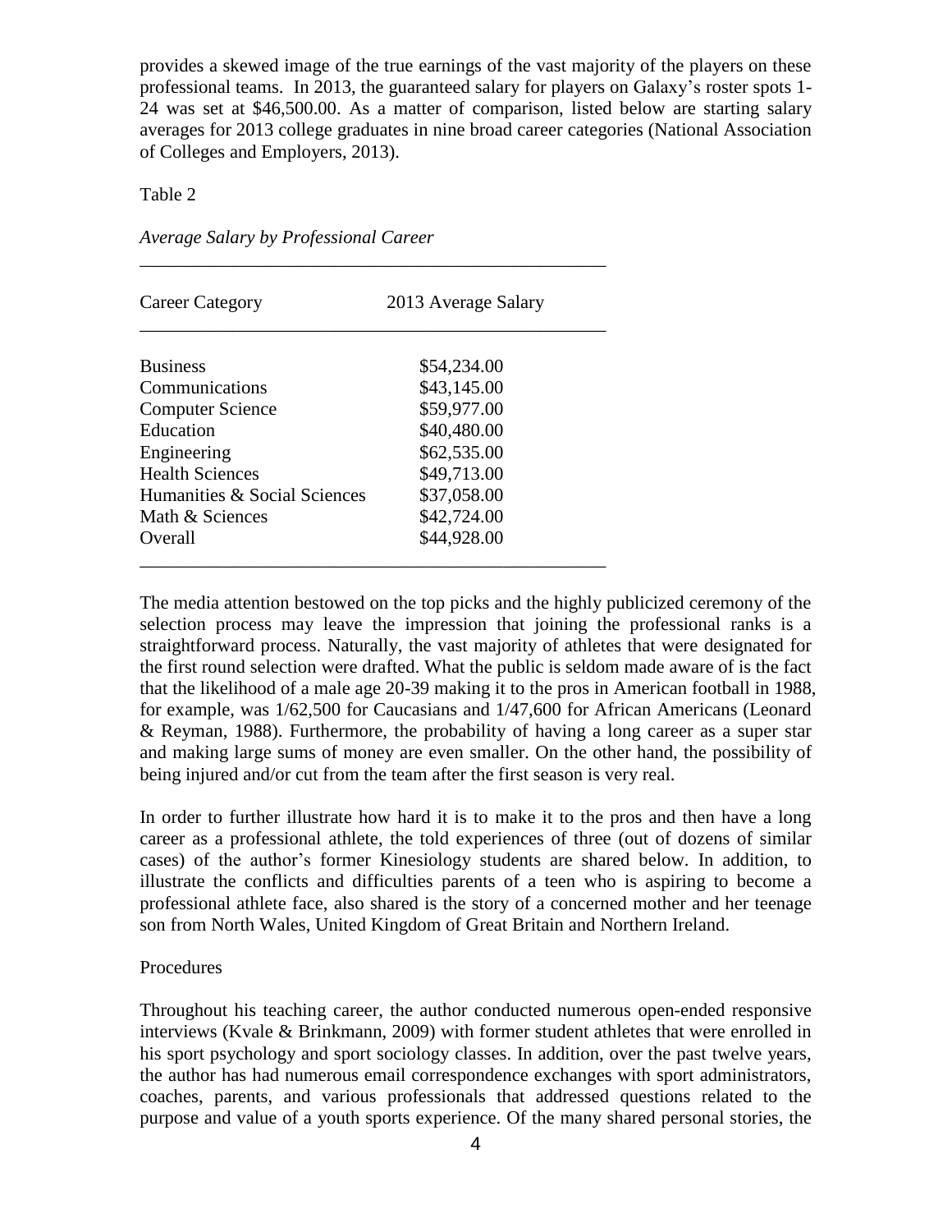provides a skewed image of the true earnings of the vast majority of the players on these professional teams. In 2013, the guaranteed salary for players on Galaxy's roster spots 1-24 was set at $46,500.00. As a matter of comparison, listed below are starting salary averages for 2013 college graduates in nine broad career categories (National Association of Colleges and Employers, 2013).

Table 2

*Average Salary by Professional Career*

| Career Category | 2013 Average Salary |
|---|---|
| Business | $54,234.00 |
| Communications | $43,145.00 |
| Computer Science | $59,977.00 |
| Education | $40,480.00 |
| Engineering | $62,535.00 |
| Health Sciences | $49,713.00 |
| Humanities & Social Sciences | $37,058.00 |
| Math & Sciences | $42,724.00 |
| Overall | $44,928.00 |

The media attention bestowed on the top picks and the highly publicized ceremony of the selection process may leave the impression that joining the professional ranks is a straightforward process. Naturally, the vast majority of athletes that were designated for the first round selection were drafted. What the public is seldom made aware of is the fact that the likelihood of a male age 20-39 making it to the pros in American football in 1988, for example, was 1/62,500 for Caucasians and 1/47,600 for African Americans (Leonard & Reyman, 1988). Furthermore, the probability of having a long career as a super star and making large sums of money are even smaller. On the other hand, the possibility of being injured and/or cut from the team after the first season is very real.

In order to further illustrate how hard it is to make it to the pros and then have a long career as a professional athlete, the told experiences of three (out of dozens of similar cases) of the author's former Kinesiology students are shared below. In addition, to illustrate the conflicts and difficulties parents of a teen who is aspiring to become a professional athlete face, also shared is the story of a concerned mother and her teenage son from North Wales, United Kingdom of Great Britain and Northern Ireland.

Procedures

Throughout his teaching career, the author conducted numerous open-ended responsive interviews (Kvale & Brinkmann, 2009) with former student athletes that were enrolled in his sport psychology and sport sociology classes. In addition, over the past twelve years, the author has had numerous email correspondence exchanges with sport administrators, coaches, parents, and various professionals that addressed questions related to the purpose and value of a youth sports experience. Of the many shared personal stories, the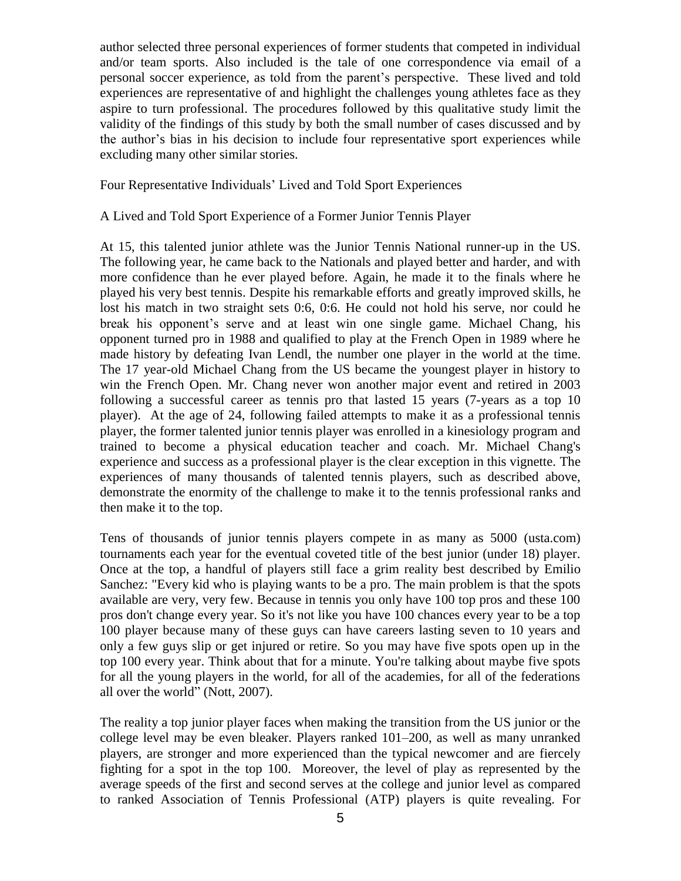author selected three personal experiences of former students that competed in individual and/or team sports. Also included is the tale of one correspondence via email of a personal soccer experience, as told from the parent's perspective. These lived and told experiences are representative of and highlight the challenges young athletes face as they aspire to turn professional. The procedures followed by this qualitative study limit the validity of the findings of this study by both the small number of cases discussed and by the author's bias in his decision to include four representative sport experiences while excluding many other similar stories.

## Four Representative Individuals' Lived and Told Sport Experiences

### A Lived and Told Sport Experience of a Former Junior Tennis Player

At 15, this talented junior athlete was the Junior Tennis National runner-up in the US. The following year, he came back to the Nationals and played better and harder, and with more confidence than he ever played before. Again, he made it to the finals where he played his very best tennis. Despite his remarkable efforts and greatly improved skills, he lost his match in two straight sets 0:6, 0:6. He could not hold his serve, nor could he break his opponent's serve and at least win one single game. Michael Chang, his opponent turned pro in 1988 and qualified to play at the French Open in 1989 where he made history by defeating Ivan Lendl, the number one player in the world at the time. The 17 year-old Michael Chang from the US became the youngest player in history to win the French Open. Mr. Chang never won another major event and retired in 2003 following a successful career as tennis pro that lasted 15 years (7-years as a top 10 player). At the age of 24, following failed attempts to make it as a professional tennis player, the former talented junior tennis player was enrolled in a kinesiology program and trained to become a physical education teacher and coach. Mr. Michael Chang's experience and success as a professional player is the clear exception in this vignette. The experiences of many thousands of talented tennis players, such as described above, demonstrate the enormity of the challenge to make it to the tennis professional ranks and then make it to the top.

Tens of thousands of junior tennis players compete in as many as 5000 (usta.com) tournaments each year for the eventual coveted title of the best junior (under 18) player. Once at the top, a handful of players still face a grim reality best described by Emilio Sanchez: "Every kid who is playing wants to be a pro. The main problem is that the spots available are very, very few. Because in tennis you only have 100 top pros and these 100 pros don't change every year. So it's not like you have 100 chances every year to be a top 100 player because many of these guys can have careers lasting seven to 10 years and only a few guys slip or get injured or retire. So you may have five spots open up in the top 100 every year. Think about that for a minute. You're talking about maybe five spots for all the young players in the world, for all of the academies, for all of the federations all over the world" (Nott, 2007).

The reality a top junior player faces when making the transition from the US junior or the college level may be even bleaker. Players ranked 101–200, as well as many unranked players, are stronger and more experienced than the typical newcomer and are fiercely fighting for a spot in the top 100. Moreover, the level of play as represented by the average speeds of the first and second serves at the college and junior level as compared to ranked Association of Tennis Professional (ATP) players is quite revealing. For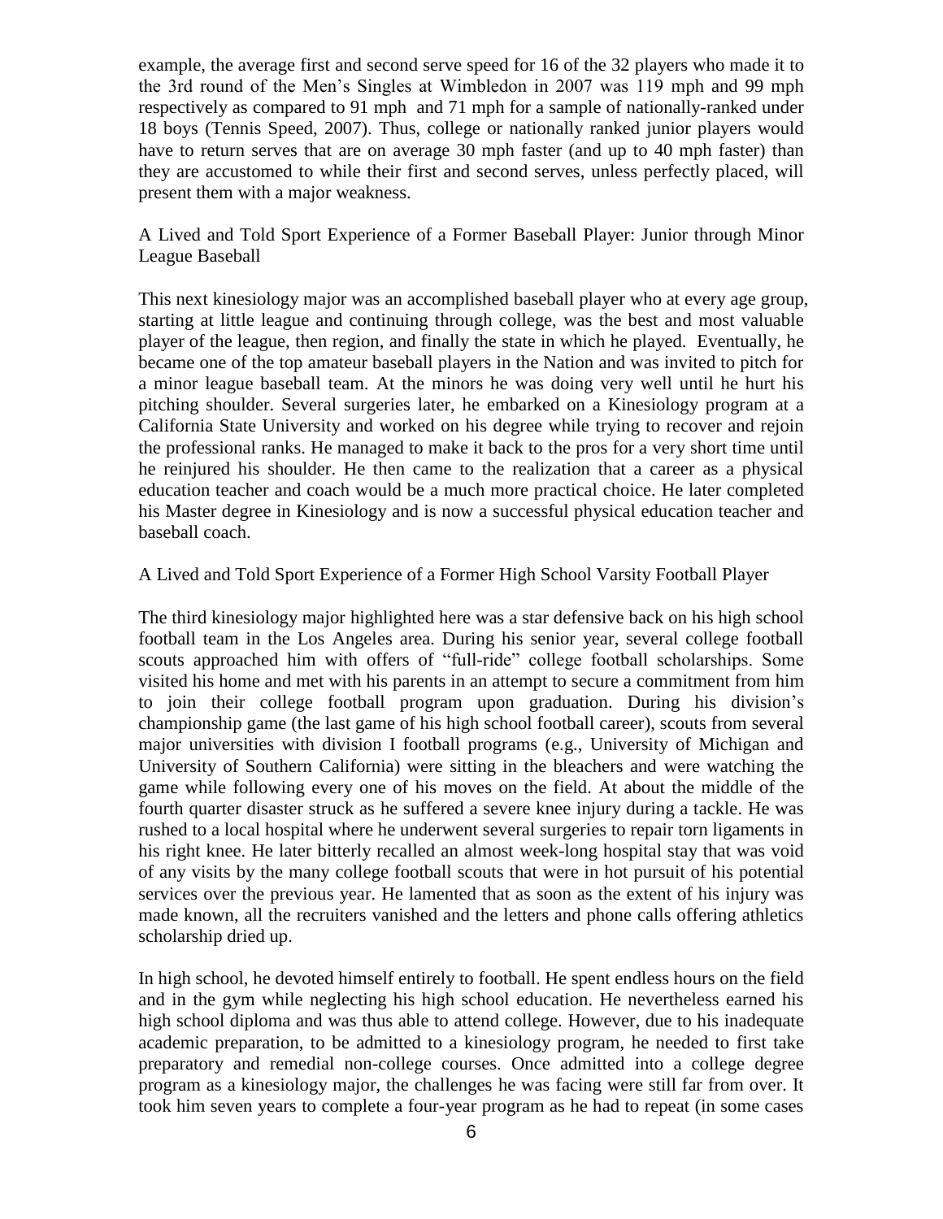example, the average first and second serve speed for 16 of the 32 players who made it to the 3rd round of the Men's Singles at Wimbledon in 2007 was 119 mph and 99 mph respectively as compared to 91 mph and 71 mph for a sample of nationally-ranked under 18 boys (Tennis Speed, 2007). Thus, college or nationally ranked junior players would have to return serves that are on average 30 mph faster (and up to 40 mph faster) than they are accustomed to while their first and second serves, unless perfectly placed, will present them with a major weakness.

## A Lived and Told Sport Experience of a Former Baseball Player: Junior through Minor League Baseball

This next kinesiology major was an accomplished baseball player who at every age group, starting at little league and continuing through college, was the best and most valuable player of the league, then region, and finally the state in which he played. Eventually, he became one of the top amateur baseball players in the Nation and was invited to pitch for a minor league baseball team. At the minors he was doing very well until he hurt his pitching shoulder. Several surgeries later, he embarked on a Kinesiology program at a California State University and worked on his degree while trying to recover and rejoin the professional ranks. He managed to make it back to the pros for a very short time until he reinjured his shoulder. He then came to the realization that a career as a physical education teacher and coach would be a much more practical choice. He later completed his Master degree in Kinesiology and is now a successful physical education teacher and baseball coach.

## A Lived and Told Sport Experience of a Former High School Varsity Football Player

The third kinesiology major highlighted here was a star defensive back on his high school football team in the Los Angeles area. During his senior year, several college football scouts approached him with offers of "full-ride" college football scholarships. Some visited his home and met with his parents in an attempt to secure a commitment from him to join their college football program upon graduation. During his division's championship game (the last game of his high school football career), scouts from several major universities with division I football programs (e.g., University of Michigan and University of Southern California) were sitting in the bleachers and were watching the game while following every one of his moves on the field. At about the middle of the fourth quarter disaster struck as he suffered a severe knee injury during a tackle. He was rushed to a local hospital where he underwent several surgeries to repair torn ligaments in his right knee. He later bitterly recalled an almost week-long hospital stay that was void of any visits by the many college football scouts that were in hot pursuit of his potential services over the previous year. He lamented that as soon as the extent of his injury was made known, all the recruiters vanished and the letters and phone calls offering athletics scholarship dried up.

In high school, he devoted himself entirely to football. He spent endless hours on the field and in the gym while neglecting his high school education. He nevertheless earned his high school diploma and was thus able to attend college. However, due to his inadequate academic preparation, to be admitted to a kinesiology program, he needed to first take preparatory and remedial non-college courses. Once admitted into a college degree program as a kinesiology major, the challenges he was facing were still far from over. It took him seven years to complete a four-year program as he had to repeat (in some cases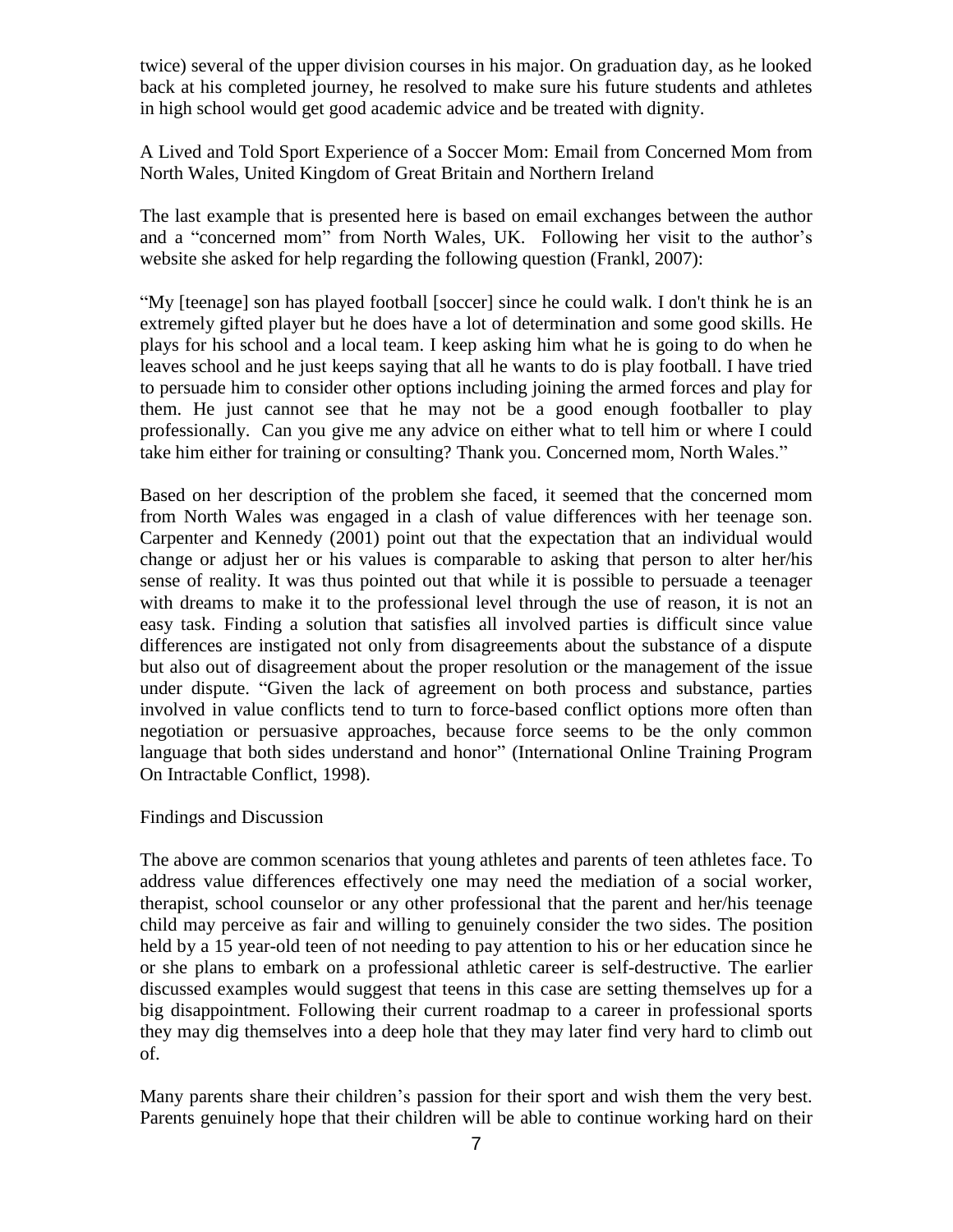twice) several of the upper division courses in his major. On graduation day, as he looked back at his completed journey, he resolved to make sure his future students and athletes in high school would get good academic advice and be treated with dignity.

## A Lived and Told Sport Experience of a Soccer Mom: Email from Concerned Mom from North Wales, United Kingdom of Great Britain and Northern Ireland

The last example that is presented here is based on email exchanges between the author and a "concerned mom" from North Wales, UK. Following her visit to the author's website she asked for help regarding the following question (Frankl, 2007):

"My [teenage] son has played football [soccer] since he could walk. I don't think he is an extremely gifted player but he does have a lot of determination and some good skills. He plays for his school and a local team. I keep asking him what he is going to do when he leaves school and he just keeps saying that all he wants to do is play football. I have tried to persuade him to consider other options including joining the armed forces and play for them. He just cannot see that he may not be a good enough footballer to play professionally. Can you give me any advice on either what to tell him or where I could take him either for training or consulting? Thank you. Concerned mom, North Wales."

Based on her description of the problem she faced, it seemed that the concerned mom from North Wales was engaged in a clash of value differences with her teenage son. Carpenter and Kennedy (2001) point out that the expectation that an individual would change or adjust her or his values is comparable to asking that person to alter her/his sense of reality. It was thus pointed out that while it is possible to persuade a teenager with dreams to make it to the professional level through the use of reason, it is not an easy task. Finding a solution that satisfies all involved parties is difficult since value differences are instigated not only from disagreements about the substance of a dispute but also out of disagreement about the proper resolution or the management of the issue under dispute. "Given the lack of agreement on both process and substance, parties involved in value conflicts tend to turn to force-based conflict options more often than negotiation or persuasive approaches, because force seems to be the only common language that both sides understand and honor" (International Online Training Program On Intractable Conflict, 1998).

## Findings and Discussion

The above are common scenarios that young athletes and parents of teen athletes face. To address value differences effectively one may need the mediation of a social worker, therapist, school counselor or any other professional that the parent and her/his teenage child may perceive as fair and willing to genuinely consider the two sides. The position held by a 15 year-old teen of not needing to pay attention to his or her education since he or she plans to embark on a professional athletic career is self-destructive. The earlier discussed examples would suggest that teens in this case are setting themselves up for a big disappointment. Following their current roadmap to a career in professional sports they may dig themselves into a deep hole that they may later find very hard to climb out of.

Many parents share their children's passion for their sport and wish them the very best. Parents genuinely hope that their children will be able to continue working hard on their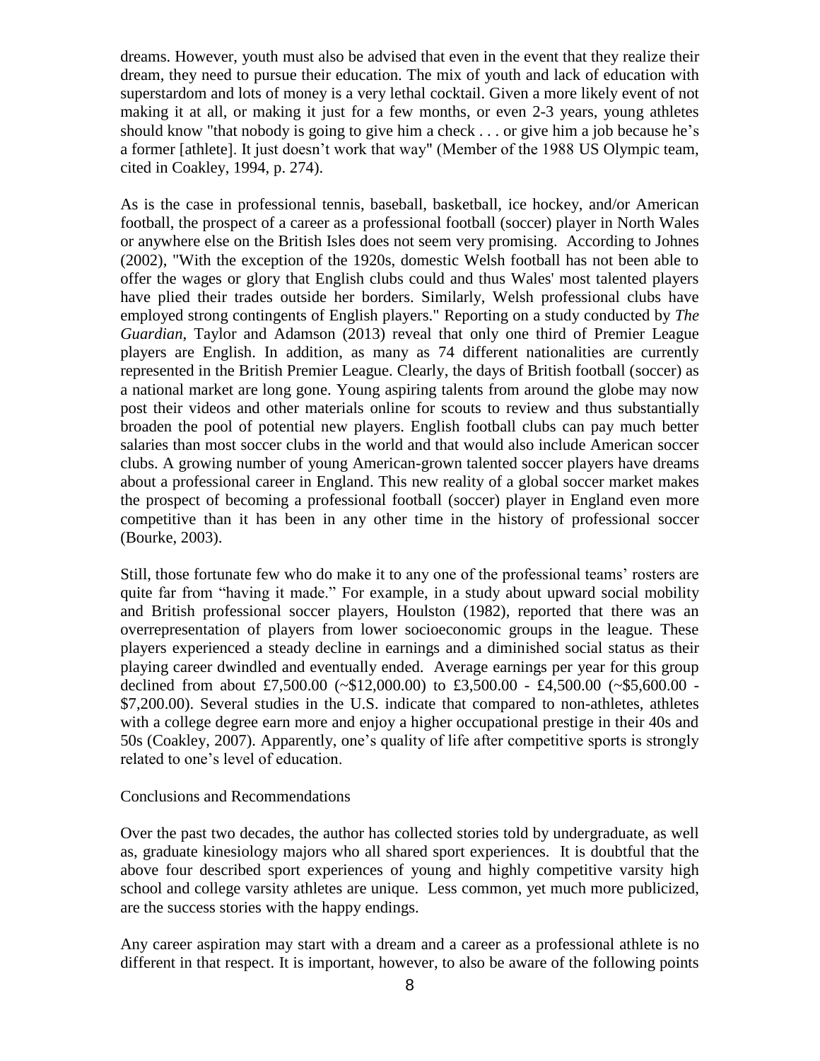dreams. However, youth must also be advised that even in the event that they realize their dream, they need to pursue their education. The mix of youth and lack of education with superstardom and lots of money is a very lethal cocktail. Given a more likely event of not making it at all, or making it just for a few months, or even 2-3 years, young athletes should know "that nobody is going to give him a check . . . or give him a job because he's a former [athlete]. It just doesn't work that way" (Member of the 1988 US Olympic team, cited in Coakley, 1994, p. 274).

As is the case in professional tennis, baseball, basketball, ice hockey, and/or American football, the prospect of a career as a professional football (soccer) player in North Wales or anywhere else on the British Isles does not seem very promising. According to Johnes (2002), "With the exception of the 1920s, domestic Welsh football has not been able to offer the wages or glory that English clubs could and thus Wales' most talented players have plied their trades outside her borders. Similarly, Welsh professional clubs have employed strong contingents of English players." Reporting on a study conducted by *The Guardian*, Taylor and Adamson (2013) reveal that only one third of Premier League players are English. In addition, as many as 74 different nationalities are currently represented in the British Premier League. Clearly, the days of British football (soccer) as a national market are long gone. Young aspiring talents from around the globe may now post their videos and other materials online for scouts to review and thus substantially broaden the pool of potential new players. English football clubs can pay much better salaries than most soccer clubs in the world and that would also include American soccer clubs. A growing number of young American-grown talented soccer players have dreams about a professional career in England. This new reality of a global soccer market makes the prospect of becoming a professional football (soccer) player in England even more competitive than it has been in any other time in the history of professional soccer (Bourke, 2003).

Still, those fortunate few who do make it to any one of the professional teams' rosters are quite far from "having it made." For example, in a study about upward social mobility and British professional soccer players, Houlston (1982), reported that there was an overrepresentation of players from lower socioeconomic groups in the league. These players experienced a steady decline in earnings and a diminished social status as their playing career dwindled and eventually ended. Average earnings per year for this group declined from about £7,500.00 (~$12,000.00) to £3,500.00 - £4,500.00 (~$5,600.00 - $7,200.00). Several studies in the U.S. indicate that compared to non-athletes, athletes with a college degree earn more and enjoy a higher occupational prestige in their 40s and 50s (Coakley, 2007). Apparently, one's quality of life after competitive sports is strongly related to one's level of education.

## Conclusions and Recommendations

Over the past two decades, the author has collected stories told by undergraduate, as well as, graduate kinesiology majors who all shared sport experiences. It is doubtful that the above four described sport experiences of young and highly competitive varsity high school and college varsity athletes are unique. Less common, yet much more publicized, are the success stories with the happy endings.

Any career aspiration may start with a dream and a career as a professional athlete is no different in that respect. It is important, however, to also be aware of the following points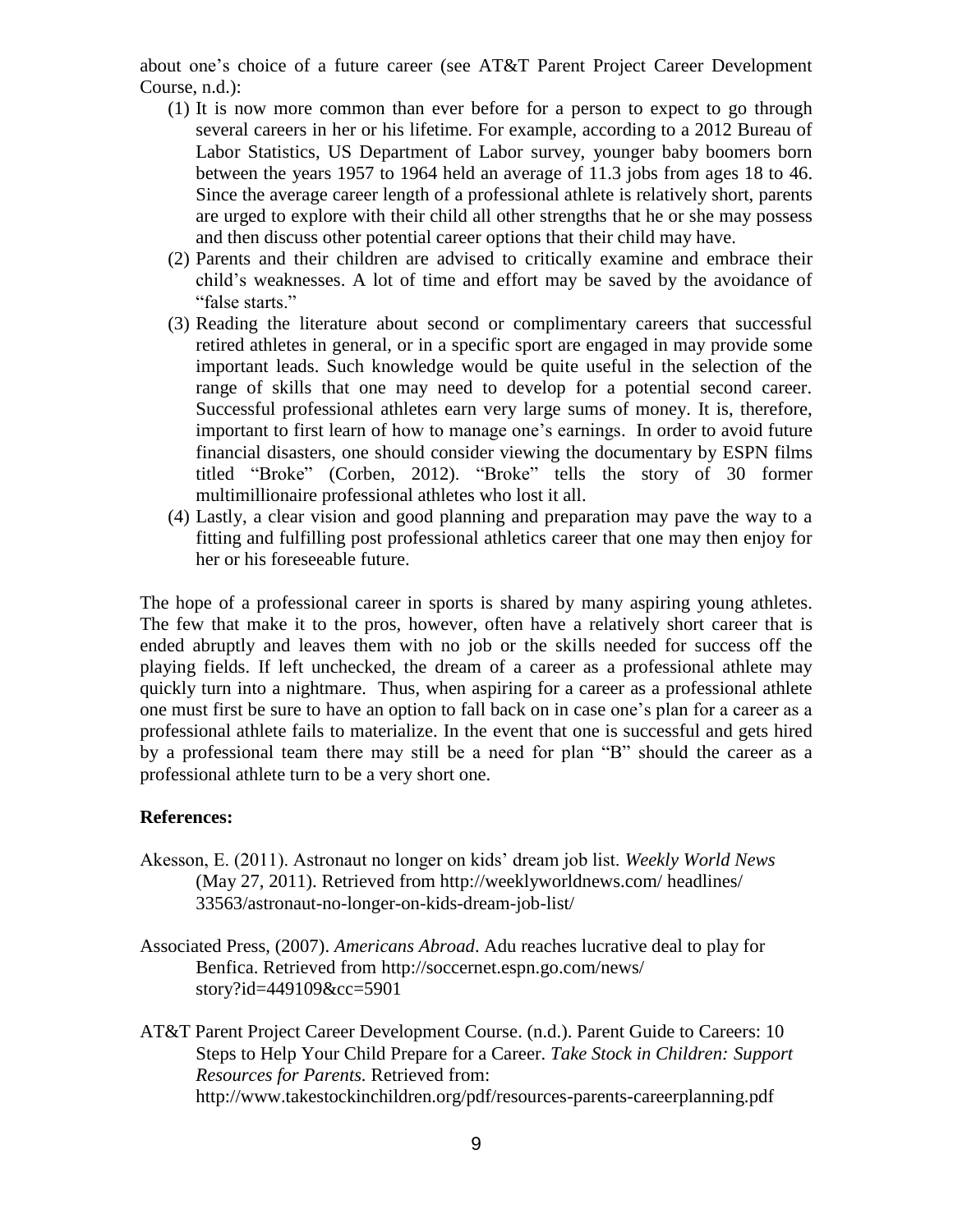about one's choice of a future career (see AT&T Parent Project Career Development Course, n.d.):

(1) It is now more common than ever before for a person to expect to go through several careers in her or his lifetime. For example, according to a 2012 Bureau of Labor Statistics, US Department of Labor survey, younger baby boomers born between the years 1957 to 1964 held an average of 11.3 jobs from ages 18 to 46. Since the average career length of a professional athlete is relatively short, parents are urged to explore with their child all other strengths that he or she may possess and then discuss other potential career options that their child may have.

(2) Parents and their children are advised to critically examine and embrace their child's weaknesses. A lot of time and effort may be saved by the avoidance of "false starts."

(3) Reading the literature about second or complimentary careers that successful retired athletes in general, or in a specific sport are engaged in may provide some important leads. Such knowledge would be quite useful in the selection of the range of skills that one may need to develop for a potential second career. Successful professional athletes earn very large sums of money. It is, therefore, important to first learn of how to manage one's earnings. In order to avoid future financial disasters, one should consider viewing the documentary by ESPN films titled "Broke" (Corben, 2012). "Broke" tells the story of 30 former multimillionaire professional athletes who lost it all.

(4) Lastly, a clear vision and good planning and preparation may pave the way to a fitting and fulfilling post professional athletics career that one may then enjoy for her or his foreseeable future.

The hope of a professional career in sports is shared by many aspiring young athletes. The few that make it to the pros, however, often have a relatively short career that is ended abruptly and leaves them with no job or the skills needed for success off the playing fields. If left unchecked, the dream of a career as a professional athlete may quickly turn into a nightmare. Thus, when aspiring for a career as a professional athlete one must first be sure to have an option to fall back on in case one's plan for a career as a professional athlete fails to materialize. In the event that one is successful and gets hired by a professional team there may still be a need for plan "B" should the career as a professional athlete turn to be a very short one.

**References:**

Akesson, E. (2011). Astronaut no longer on kids' dream job list. *Weekly World News* (May 27, 2011). Retrieved from http://weeklyworldnews.com/ headlines/ 33563/astronaut-no-longer-on-kids-dream-job-list/

Associated Press, (2007). *Americans Abroad*. Adu reaches lucrative deal to play for Benfica. Retrieved from http://soccernet.espn.go.com/news/ story?id=449109&cc=5901

AT&T Parent Project Career Development Course. (n.d.). Parent Guide to Careers: 10 Steps to Help Your Child Prepare for a Career. *Take Stock in Children: Support Resources for Parents*. Retrieved from: http://www.takestockinchildren.org/pdf/resources-parents-careerplanning.pdf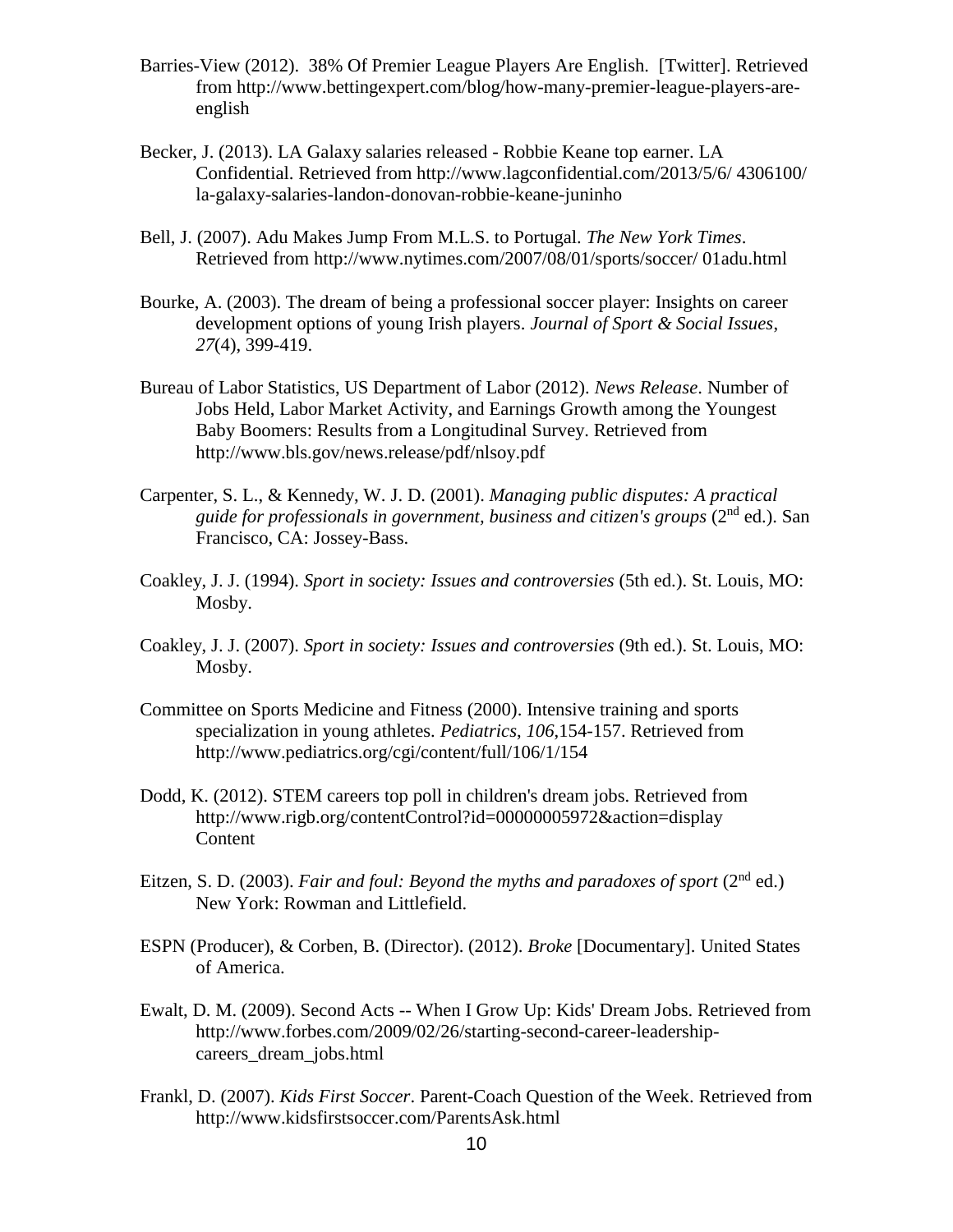Barries-View (2012). 38% Of Premier League Players Are English. [Twitter]. Retrieved from http://www.bettingexpert.com/blog/how-many-premier-league-players-are-english

Becker, J. (2013). LA Galaxy salaries released - Robbie Keane top earner. LA Confidential. Retrieved from http://www.lagconfidential.com/2013/5/6/ 4306100/ la-galaxy-salaries-landon-donovan-robbie-keane-juninho

Bell, J. (2007). Adu Makes Jump From M.L.S. to Portugal. *The New York Times*. Retrieved from http://www.nytimes.com/2007/08/01/sports/soccer/ 01adu.html

Bourke, A. (2003). The dream of being a professional soccer player: Insights on career development options of young Irish players. *Journal of Sport & Social Issues*, *27*(4), 399-419.

Bureau of Labor Statistics, US Department of Labor (2012). *News Release*. Number of Jobs Held, Labor Market Activity, and Earnings Growth among the Youngest Baby Boomers: Results from a Longitudinal Survey. Retrieved from http://www.bls.gov/news.release/pdf/nlsoy.pdf

Carpenter, S. L., & Kennedy, W. J. D. (2001). *Managing public disputes: A practical guide for professionals in government, business and citizen's groups* (2nd ed.). San Francisco, CA: Jossey-Bass.

Coakley, J. J. (1994). *Sport in society: Issues and controversies* (5th ed.). St. Louis, MO: Mosby.

Coakley, J. J. (2007). *Sport in society: Issues and controversies* (9th ed.). St. Louis, MO: Mosby.

Committee on Sports Medicine and Fitness (2000). Intensive training and sports specialization in young athletes. *Pediatrics, 106*,154-157. Retrieved from http://www.pediatrics.org/cgi/content/full/106/1/154

Dodd, K. (2012). STEM careers top poll in children's dream jobs. Retrieved from http://www.rigb.org/contentControl?id=00000005972&action=display Content

Eitzen, S. D. (2003). *Fair and foul: Beyond the myths and paradoxes of sport* (2nd ed.) New York: Rowman and Littlefield.

ESPN (Producer), & Corben, B. (Director). (2012). *Broke* [Documentary]. United States of America.

Ewalt, D. M. (2009). Second Acts -- When I Grow Up: Kids' Dream Jobs. Retrieved from http://www.forbes.com/2009/02/26/starting-second-career-leadership-careers_dream_jobs.html

Frankl, D. (2007). *Kids First Soccer*. Parent-Coach Question of the Week. Retrieved from http://www.kidsfirstsoccer.com/ParentsAsk.html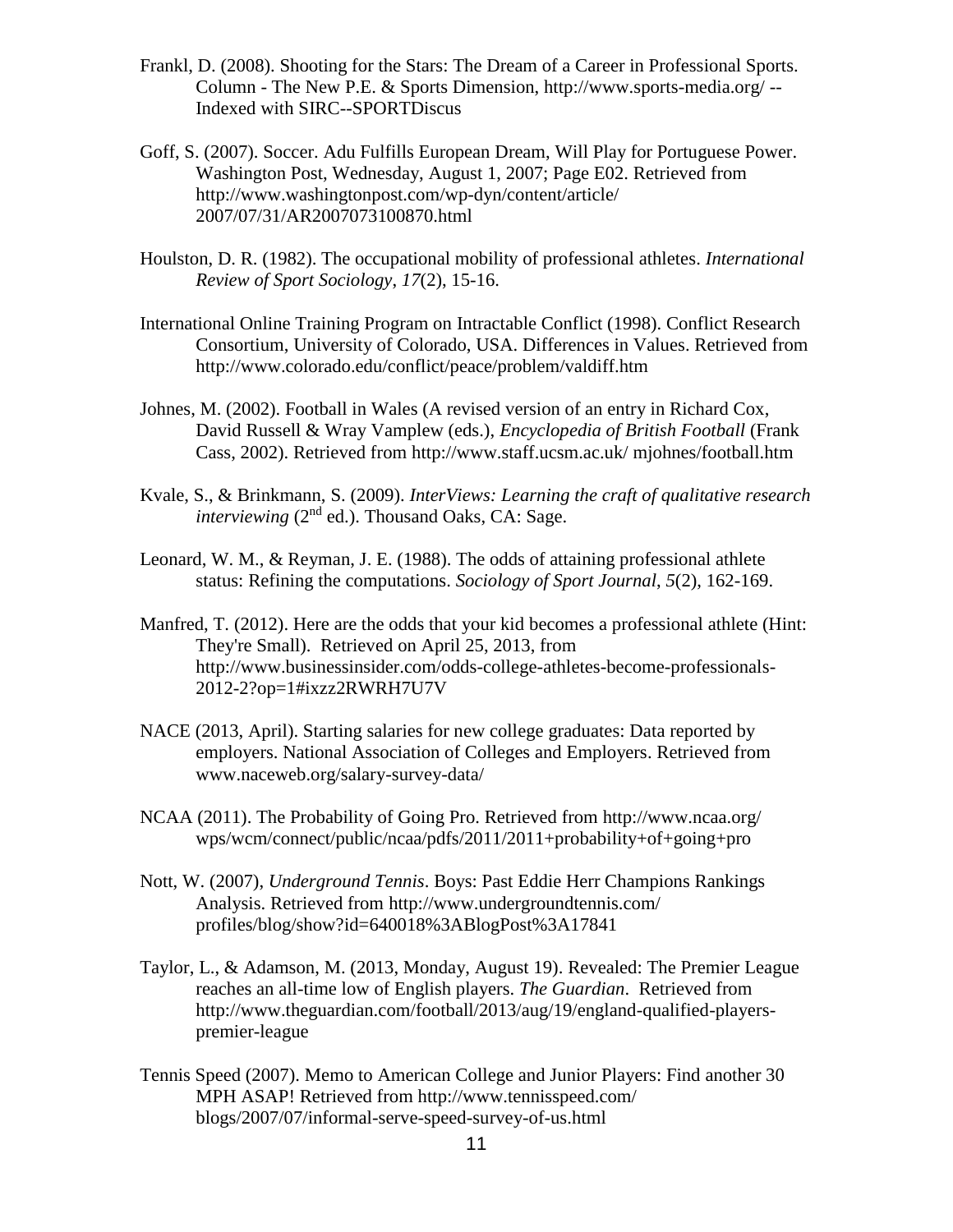Frankl, D. (2008). Shooting for the Stars: The Dream of a Career in Professional Sports. Column - The New P.E. & Sports Dimension, http://www.sports-media.org/ -- Indexed with SIRC--SPORTDiscus

Goff, S. (2007). Soccer. Adu Fulfills European Dream, Will Play for Portuguese Power. Washington Post, Wednesday, August 1, 2007; Page E02. Retrieved from http://www.washingtonpost.com/wp-dyn/content/article/ 2007/07/31/AR2007073100870.html

Houlston, D. R. (1982). The occupational mobility of professional athletes. *International Review of Sport Sociology*, *17*(2), 15-16.

International Online Training Program on Intractable Conflict (1998). Conflict Research Consortium, University of Colorado, USA. Differences in Values. Retrieved from http://www.colorado.edu/conflict/peace/problem/valdiff.htm

Johnes, M. (2002). Football in Wales (A revised version of an entry in Richard Cox, David Russell & Wray Vamplew (eds.), *Encyclopedia of British Football* (Frank Cass, 2002). Retrieved from http://www.staff.ucsm.ac.uk/ mjohnes/football.htm

Kvale, S., & Brinkmann, S. (2009). *InterViews: Learning the craft of qualitative research interviewing* (2nd ed.). Thousand Oaks, CA: Sage.

Leonard, W. M., & Reyman, J. E. (1988). The odds of attaining professional athlete status: Refining the computations. *Sociology of Sport Journal*, *5*(2), 162-169.

Manfred, T. (2012). Here are the odds that your kid becomes a professional athlete (Hint: They're Small). Retrieved on April 25, 2013, from http://www.businessinsider.com/odds-college-athletes-become-professionals-2012-2?op=1#ixzz2RWRH7U7V

NACE (2013, April). Starting salaries for new college graduates: Data reported by employers. National Association of Colleges and Employers. Retrieved from www.naceweb.org/salary-survey-data/

NCAA (2011). The Probability of Going Pro. Retrieved from http://www.ncaa.org/ wps/wcm/connect/public/ncaa/pdfs/2011/2011+probability+of+going+pro

Nott, W. (2007), *Underground Tennis*. Boys: Past Eddie Herr Champions Rankings Analysis. Retrieved from http://www.undergroundtennis.com/ profiles/blog/show?id=640018%3ABlogPost%3A17841

Taylor, L., & Adamson, M. (2013, Monday, August 19). Revealed: The Premier League reaches an all-time low of English players. *The Guardian*. Retrieved from http://www.theguardian.com/football/2013/aug/19/england-qualified-players-premier-league

Tennis Speed (2007). Memo to American College and Junior Players: Find another 30 MPH ASAP! Retrieved from http://www.tennisspeed.com/ blogs/2007/07/informal-serve-speed-survey-of-us.html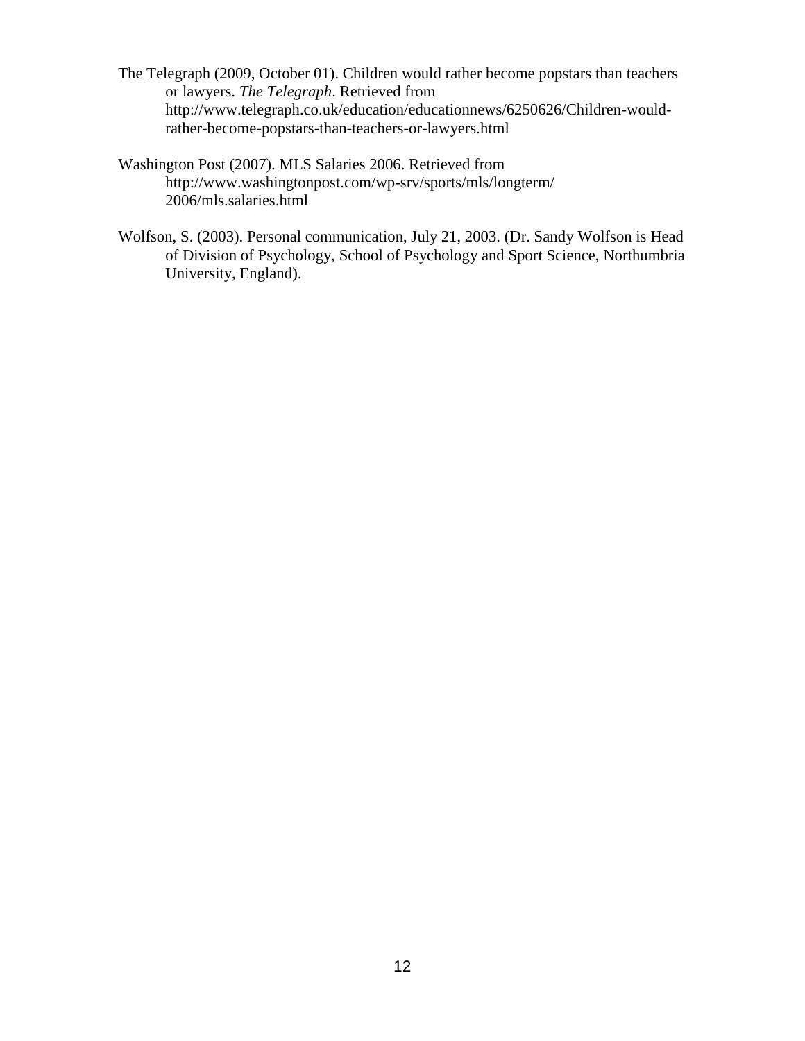The Telegraph (2009, October 01). Children would rather become popstars than teachers or lawyers. *The Telegraph*. Retrieved from http://www.telegraph.co.uk/education/educationnews/6250626/Children-would-rather-become-popstars-than-teachers-or-lawyers.html

Washington Post (2007). MLS Salaries 2006. Retrieved from http://www.washingtonpost.com/wp-srv/sports/mls/longterm/2006/mls.salaries.html

Wolfson, S. (2003). Personal communication, July 21, 2003. (Dr. Sandy Wolfson is Head of Division of Psychology, School of Psychology and Sport Science, Northumbria University, England).